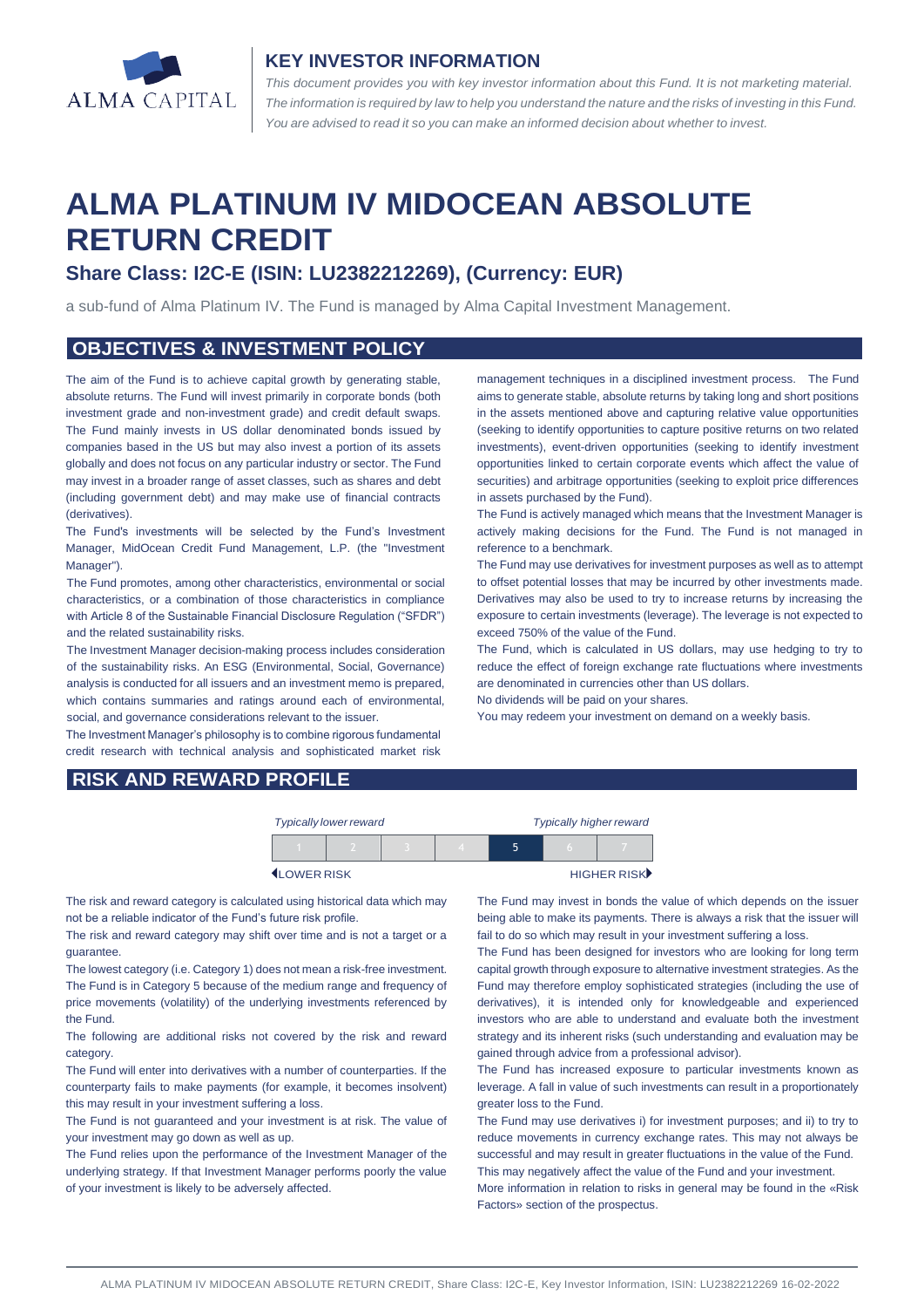ALMA CAPITAL

## KEY INVESTOR INFORMATION

*This document provides you with key investor information about this Fund. It is not marketing material. The information is required by law to help you understand the nature and the risks of investing in this Fund. You are advised to read it so you can make an informed decision about whether to invest.*

# ALMA PLATINUM IV MIDOCEAN ABSOLUTE RETURN CREDIT

### Share Class: I2C-E (ISIN: LU2382212269), (Currency: EUR)

a sub-fund of Alma Platinum IV. The Fund is managed by Alma Capital Investment Management.

## OBJECTIVES & INVESTMENT POLICY

The aim of the Fund is to achieve capital growth by generating stable, absolute returns. The Fund will invest primarily in corporate bonds (both investment grade and non-investment grade) and credit default swaps. The Fund mainly invests in US dollar denominated bonds issued by companies based in the US but may also invest a portion of its assets globally and does not focus on any particular industry or sector. The Fund may invest in a broader range of asset classes, such as shares and debt (including government debt) and may make use of financial contracts (derivatives).

The Fund's investments will be selected by the Fund's Investment Manager, MidOcean Credit Fund Management, L.P. (the "Investment Manager").

The Fund promotes, among other characteristics, environmental or social characteristics, or a combination of those characteristics in compliance with Article 8 of the Sustainable Financial Disclosure Regulation ("SFDR") and the related sustainability risks.

The Investment Manager decision-making process includes consideration of the sustainability risks. An ESG (Environmental, Social, Governance) analysis is conducted for all issuers and an investment memo is prepared, which contains summaries and ratings around each of environmental, social, and governance considerations relevant to the issuer.

The Investment Manager's philosophy is to combine rigorous fundamental credit research with technical analysis and sophisticated market risk management techniques in a disciplined investment process. The Fund aims to generate stable, absolute returns by taking long and short positions in the assets mentioned above and capturing relative value opportunities (seeking to identify opportunities to capture positive returns on two related investments), event-driven opportunities (seeking to identify investment opportunities linked to certain corporate events which affect the value of securities) and arbitrage opportunities (seeking to exploit price differences in assets purchased by the Fund).

The Fund is actively managed which means that the Investment Manager is actively making decisions for the Fund. The Fund is not managed in reference to a benchmark.

The Fund may use derivatives for investment purposes as well as to attempt to offset potential losses that may be incurred by other investments made. Derivatives may also be used to try to increase returns by increasing the exposure to certain investments (leverage). The leverage is not expected to exceed 750% of the value of the Fund.

The Fund, which is calculated in US dollars, may use hedging to try to reduce the effect of foreign exchange rate fluctuations where investments are denominated in currencies other than US dollars.

No dividends will be paid on your shares.

You may redeem your investment on demand on a weekly basis.

## RISK AND REWARD PROFILE

*Typically lower reward* — *Typically higher reward*

| 1 | 2 | 3 | 4 | **5** | 6 | 7 |
|---|---|---|---|---|---|---|

◀LOWER RISK — HIGHER RISK▶

The risk and reward category is calculated using historical data which may not be a reliable indicator of the Fund's future risk profile.

The risk and reward category may shift over time and is not a target or a guarantee.

The lowest category (i.e. Category 1) does not mean a risk-free investment. The Fund is in Category 5 because of the medium range and frequency of price movements (volatility) of the underlying investments referenced by the Fund.

The following are additional risks not covered by the risk and reward category.

The Fund will enter into derivatives with a number of counterparties. If the counterparty fails to make payments (for example, it becomes insolvent) this may result in your investment suffering a loss.

The Fund is not guaranteed and your investment is at risk. The value of your investment may go down as well as up.

The Fund relies upon the performance of the Investment Manager of the underlying strategy. If that Investment Manager performs poorly the value of your investment is likely to be adversely affected.

The Fund may invest in bonds the value of which depends on the issuer being able to make its payments. There is always a risk that the issuer will fail to do so which may result in your investment suffering a loss.

The Fund has been designed for investors who are looking for long term capital growth through exposure to alternative investment strategies. As the Fund may therefore employ sophisticated strategies (including the use of derivatives), it is intended only for knowledgeable and experienced investors who are able to understand and evaluate both the investment strategy and its inherent risks (such understanding and evaluation may be gained through advice from a professional advisor).

The Fund has increased exposure to particular investments known as leverage. A fall in value of such investments can result in a proportionately greater loss to the Fund.

The Fund may use derivatives i) for investment purposes; and ii) to try to reduce movements in currency exchange rates. This may not always be successful and may result in greater fluctuations in the value of the Fund. This may negatively affect the value of the Fund and your investment.

More information in relation to risks in general may be found in the «Risk Factors» section of the prospectus.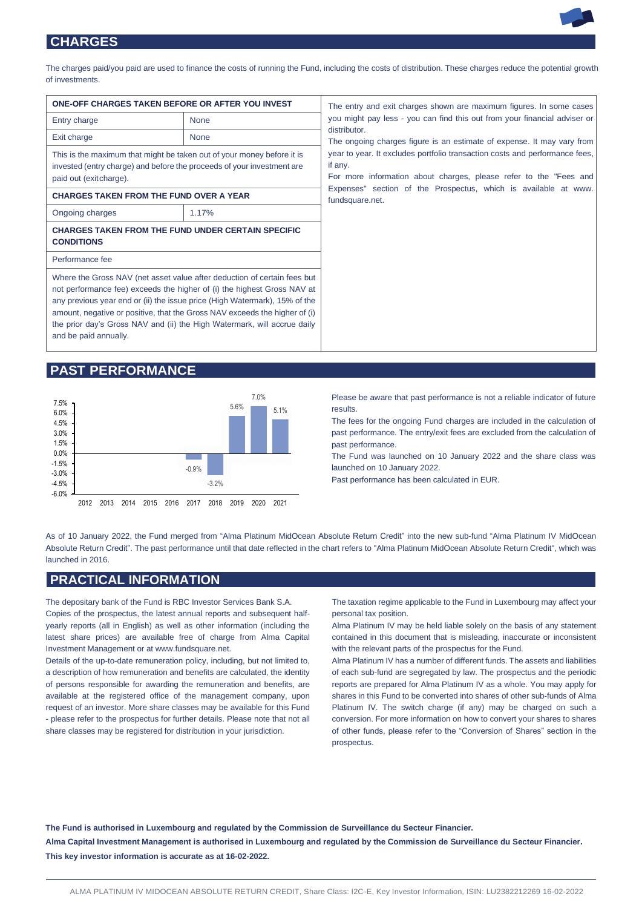## CHARGES

The charges paid/you paid are used to finance the costs of running the Fund, including the costs of distribution. These charges reduce the potential growth of investments.

| ONE-OFF CHARGES TAKEN BEFORE OR AFTER YOU INVEST | |
|---|---|
| Entry charge | None |
| Exit charge | None |
| This is the maximum that might be taken out of your money before it is invested (entry charge) and before the proceeds of your investment are paid out (exit charge). | |
| **CHARGES TAKEN FROM THE FUND OVER A YEAR** | |
| Ongoing charges | 1.17% |
| **CHARGES TAKEN FROM THE FUND UNDER CERTAIN SPECIFIC CONDITIONS** | |
| Performance fee | |
| Where the Gross NAV (net asset value after deduction of certain fees but not performance fee) exceeds the higher of (i) the highest Gross NAV at any previous year end or (ii) the issue price (High Watermark), 15% of the amount, negative or positive, that the Gross NAV exceeds the higher of (i) the prior day's Gross NAV and (ii) the High Watermark, will accrue daily and be paid annually. | |

The entry and exit charges shown are maximum figures. In some cases you might pay less - you can find this out from your financial adviser or distributor.

The ongoing charges figure is an estimate of expense. It may vary from year to year. It excludes portfolio transaction costs and performance fees, if any.

For more information about charges, please refer to the "Fees and Expenses" section of the Prospectus, which is available at www. fundsquare.net.

## PAST PERFORMANCE

7.5%
6.0%
4.5%
3.0%
1.5%
0.0%
-1.5%
-3.0%
-4.5%
-6.0%

2012 2013 2014 2015 2016 2017 2018 2019 2020 2021

-0.9% -3.2% 5.6% 7.0% 5.1%

Please be aware that past performance is not a reliable indicator of future results.

The fees for the ongoing Fund charges are included in the calculation of past performance. The entry/exit fees are excluded from the calculation of past performance.

The Fund was launched on 10 January 2022 and the share class was launched on 10 January 2022.

Past performance has been calculated in EUR.

As of 10 January 2022, the Fund merged from "Alma Platinum MidOcean Absolute Return Credit" into the new sub-fund "Alma Platinum IV MidOcean Absolute Return Credit". The past performance until that date reflected in the chart refers to "Alma Platinum MidOcean Absolute Return Credit", which was launched in 2016.

## PRACTICAL INFORMATION

The depositary bank of the Fund is RBC Investor Services Bank S.A.

Copies of the prospectus, the latest annual reports and subsequent half-yearly reports (all in English) as well as other information (including the latest share prices) are available free of charge from Alma Capital Investment Management or at www.fundsquare.net.

Details of the up-to-date remuneration policy, including, but not limited to, a description of how remuneration and benefits are calculated, the identity of persons responsible for awarding the remuneration and benefits, are available at the registered office of the management company, upon request of an investor. More share classes may be available for this Fund - please refer to the prospectus for further details. Please note that not all share classes may be registered for distribution in your jurisdiction.

The taxation regime applicable to the Fund in Luxembourg may affect your personal tax position.

Alma Platinum IV may be held liable solely on the basis of any statement contained in this document that is misleading, inaccurate or inconsistent with the relevant parts of the prospectus for the Fund.

Alma Platinum IV has a number of different funds. The assets and liabilities of each sub-fund are segregated by law. The prospectus and the periodic reports are prepared for Alma Platinum IV as a whole. You may apply for shares in this Fund to be converted into shares of other sub-funds of Alma Platinum IV. The switch charge (if any) may be charged on such a conversion. For more information on how to convert your shares to shares of other funds, please refer to the "Conversion of Shares" section in the prospectus.

**The Fund is authorised in Luxembourg and regulated by the Commission de Surveillance du Secteur Financier.**

**Alma Capital Investment Management is authorised in Luxembourg and regulated by the Commission de Surveillance du Secteur Financier.**

**This key investor information is accurate as at 16-02-2022.**